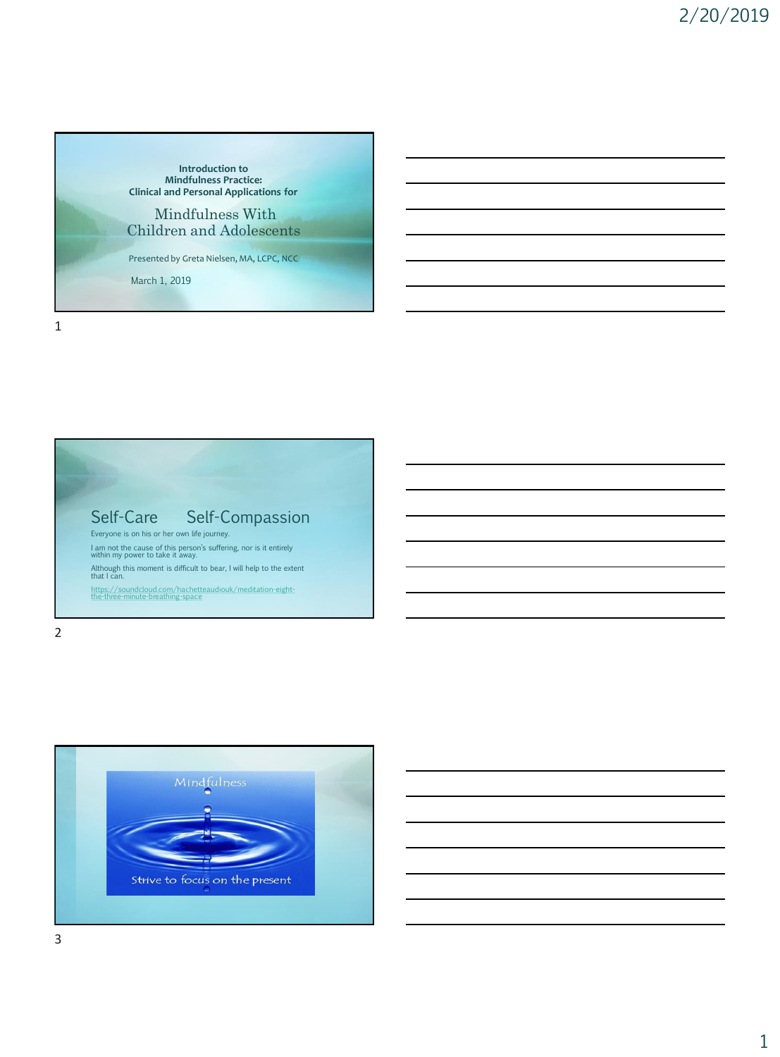**Introduction to**
**Mindfulness Practice:**
**Clinical and Personal Applications for**

# Mindfulness With Children and Adolescents

Presented by Greta Nielsen, MA, LCPC, NCC

March 1, 2019

## Self-Care Self-Compassion

Everyone is on his or her own life journey.

I am not the cause of this person's suffering, nor is it entirely within my power to take it away.

Although this moment is difficult to bear, I will help to the extent that I can.

https://soundcloud.com/hachetteaudiouk/meditation-eight-the-three-minute-breathing-space

## Mindfulness

Strive to focus on the present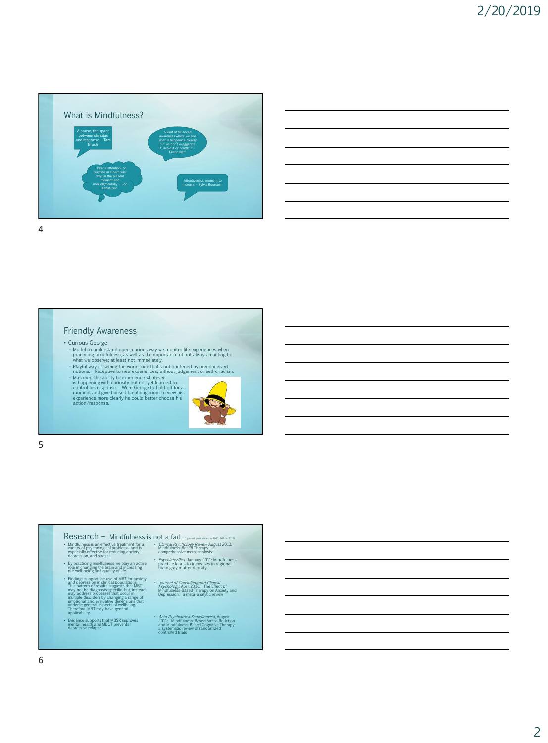## What is Mindfulness?

A pause, the space between stimulus and response – Tara Brach

A kind of balanced awareness where we see what is happening clearly but we don't exaggerate it, avoid it or belittle it – Kristin Neff

Paying attention, on purpose in a particular way, in the present moment and nonjudgmentally – Jon Kabat-Zinn

Attentiveness, moment to moment – Sylvia Boorstein

## Friendly Awareness

- Curious George
  - Model to understand open, curious way we monitor life experiences when practicing mindfulness, as well as the importance of not always reacting to what we observe; at least not immediately.
  - Playful way of seeing the world, one that's not burdened by preconceived notions. Receptive to new experiences; without judgement or self-criticism.
  - Mastered the ability to experience whatever is happening with curiosity but not yet learned to control his response. Were George to hold off for a moment and give himself breathing room to view his experience more clearly he could better choose his action/response.

## Research – Mindfulness is not a fad (10 journal publications in 2000, 667 in 2016)

- Mindfulness is an effective treatment for a variety of psychological problems, and is especially effective for reducing anxiety, depression, and stress
- By practicing mindfulness we play an active role in changing the brain and increasing our well-being and quality of life.
- Findings support the use of MBT for anxiety and depression in clinical populations. This pattern of results suggests that MBT may not be diagnosis-specific, but, instead, may address processes that occur in multiple disorders by changing a range of emotional and evaluative dimensions that underlie general aspects of wellbeing. Therefore, MBT may have general applicability.
- Evidence supports that MBSR improves mental health and MBCT prevents depressive relapse.

- *Clinical Psychology Review*, August 2013: Mindfulness-Based Therapy: a comprehensive meta-analysis
- *Psychiatry Res*, January 2011: Mindfulness practice leads to increases in regional brain gray matter density
- *Journal of Consulting and Clinical Psychology*, April 2010: The Effect of Mindfulness-Based Therapy on Anxiety and Depression: a meta-analytic review
- *Acta Psychiatrica Scandinavica*, August 2011: Mindfulness-Based Stress Redction and Mindfulness-Based Cognitive Therapy: a systematic review of randomized controlled trials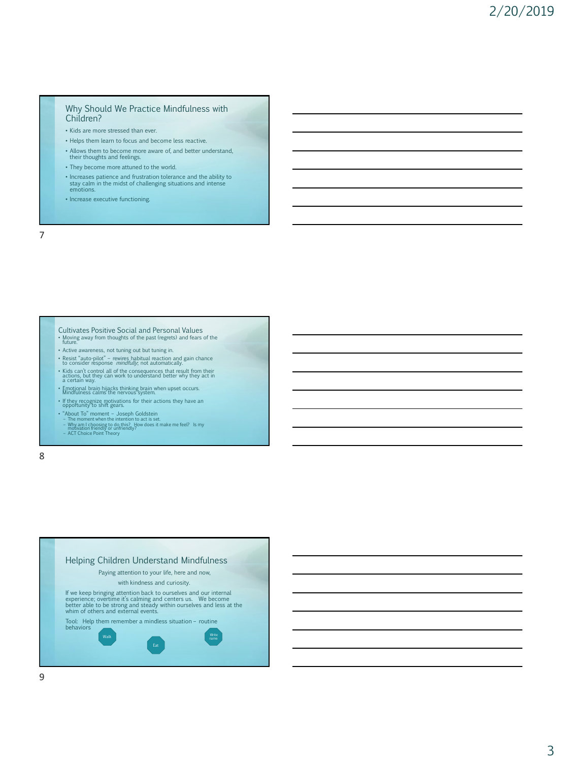## Why Should We Practice Mindfulness with Children?

- Kids are more stressed than ever.
- Helps them learn to focus and become less reactive.
- Allows them to become more aware of, and better understand, their thoughts and feelings.
- They become more attuned to the world.
- Increases patience and frustration tolerance and the ability to stay calm in the midst of challenging situations and intense emotions.
- Increase executive functioning.

## Cultivates Positive Social and Personal Values

- Moving away from thoughts of the past (regrets) and fears of the future.
- Active awareness, not tuning out but tuning in.
- Resist "auto-pilot" – rewires habitual reaction and gain chance to consider response *mindfully*; not automatically.
- Kids can't control all of the consequences that result from their actions, but they can work to understand better why they act in a certain way.
- Emotional brain hijacks thinking brain when upset occurs. Mindfulness calms the nervous system.
- If they recognize motivations for their actions they have an opportunity to shift gears.
- "About To" moment – Joseph Goldstein
  - The moment when the intention to act is set.
  - Why am I choosing to do this? How does it make me feel? Is my motivation friendly or unfriendly?
  - ACT Choice Point Theory

## Helping Children Understand Mindfulness

Paying attention to your life, here and now,

with kindness and curiosity.

If we keep bringing attention back to ourselves and our internal experience; overtime it's calming and centers us. We become better able to be strong and steady within ourselves and less at the whim of others and external events.

Tool: Help them remember a mindless situation – routine behaviors

Walk

Eat

Write name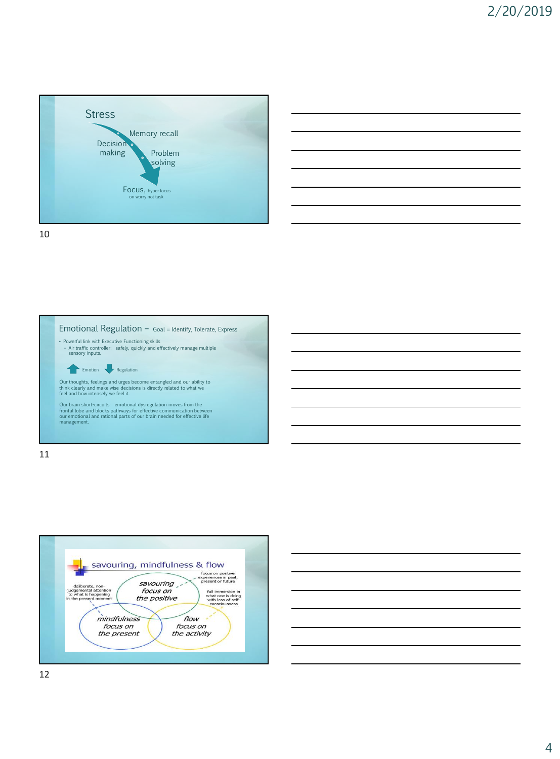## Stress

- Memory recall
- Decision making
- Problem solving
- Focus, hyper focus on worry not task

## Emotional Regulation – Goal = Identify, Tolerate, Express

- Powerful link with Executive Functioning skills
  - Air traffic controller: safely, quickly and effectively manage multiple sensory inputs.

Emotion ⬆ Regulation ⬇

Our thoughts, feelings and urges become entangled and our ability to think clearly and make wise decisions is directly related to what we feel and how intensely we feel it.

Our brain short-circuits: emotional dysregulation moves from the frontal lobe and blocks pathways for effective communication between our emotional and rational parts of our brain needed for effective life management.

## savouring, mindfulness & flow

- **savouring** – focus on the positive: focus on positive experiences in past, present or future
- **mindfulness** – focus on the present: deliberate, non-judgemental attention to what is happening in the present moment
- **flow** – focus on the activity: full immersion in what one is doing with loss of self-consciousness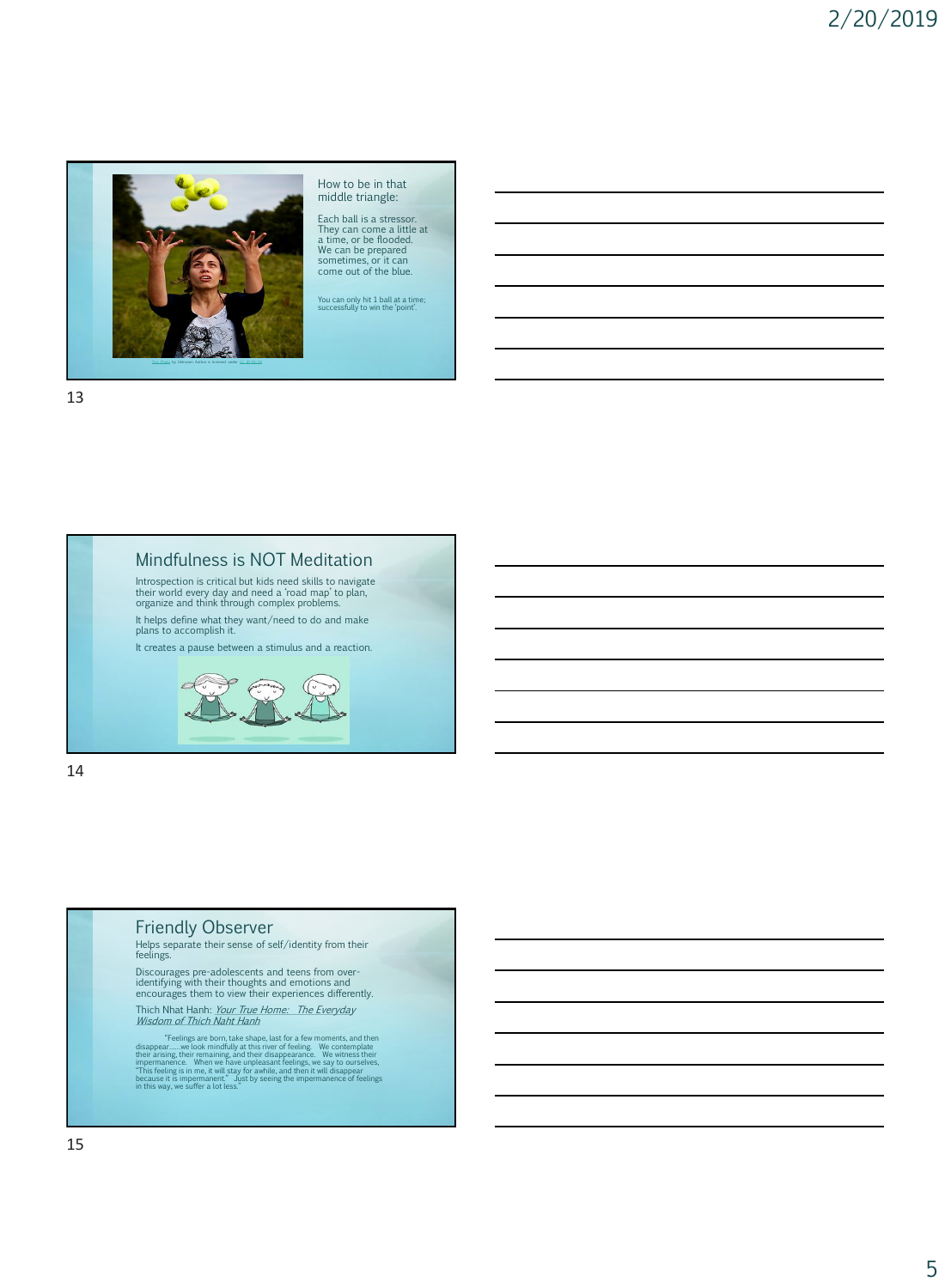How to be in that middle triangle:

Each ball is a stressor. They can come a little at a time, or be flooded. We can be prepared sometimes, or it can come out of the blue.

You can only hit 1 ball at a time; successfully to win the 'point'.

## Mindfulness is NOT Meditation

Introspection is critical but kids need skills to navigate their world every day and need a 'road map' to plan, organize and think through complex problems.

It helps define what they want/need to do and make plans to accomplish it.

It creates a pause between a stimulus and a reaction.

## Friendly Observer

Helps separate their sense of self/identity from their feelings.

Discourages pre-adolescents and teens from over-identifying with their thoughts and emotions and encourages them to view their experiences differently.

Thich Nhat Hanh: *Your True Home: The Everyday Wisdom of Thich Naht Hanh*

"Feelings are born, take shape, last for a few moments, and then disappear……we look mindfully at this river of feeling. We contemplate their arising, their remaining, and their disappearance. We witness their impermanence. When we have unpleasant feelings, we say to ourselves, "This feeling is in me, it will stay for awhile, and then it will disappear because it is impermanent." Just by seeing the impermanence of feelings in this way, we suffer a lot less."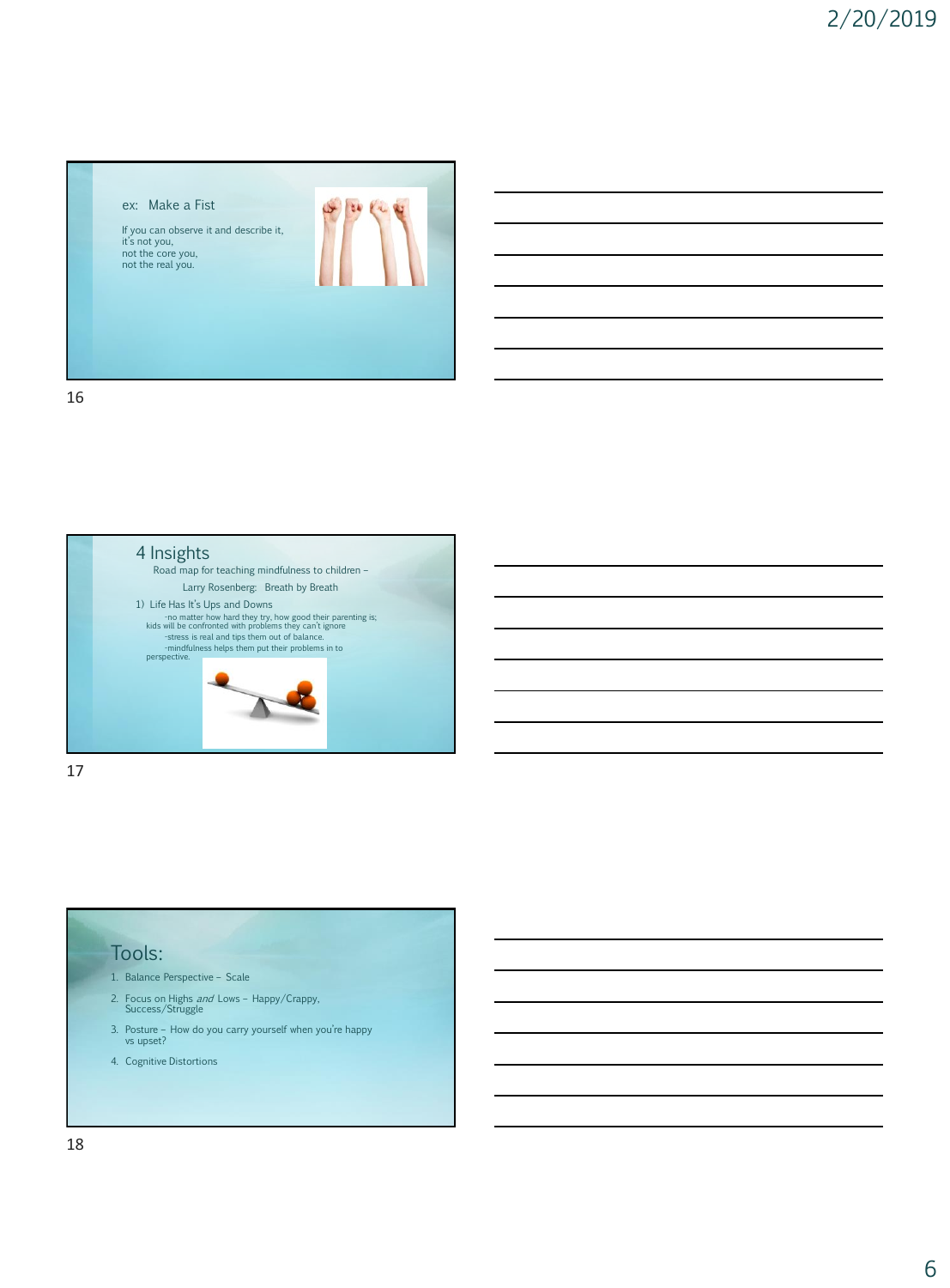ex: Make a Fist

If you can observe it and describe it,
it's not you,
not the core you,
not the real you.

## 4 Insights

Road map for teaching mindfulness to children –

Larry Rosenberg: Breath by Breath

1) Life Has It's Ups and Downs

-no matter how hard they try, how good their parenting is; kids will be confronted with problems they can't ignore

-stress is real and tips them out of balance.

-mindfulness helps them put their problems in to perspective.

## Tools:

1. Balance Perspective – Scale
2. Focus on Highs *and* Lows – Happy/Crappy, Success/Struggle
3. Posture – How do you carry yourself when you're happy vs upset?
4. Cognitive Distortions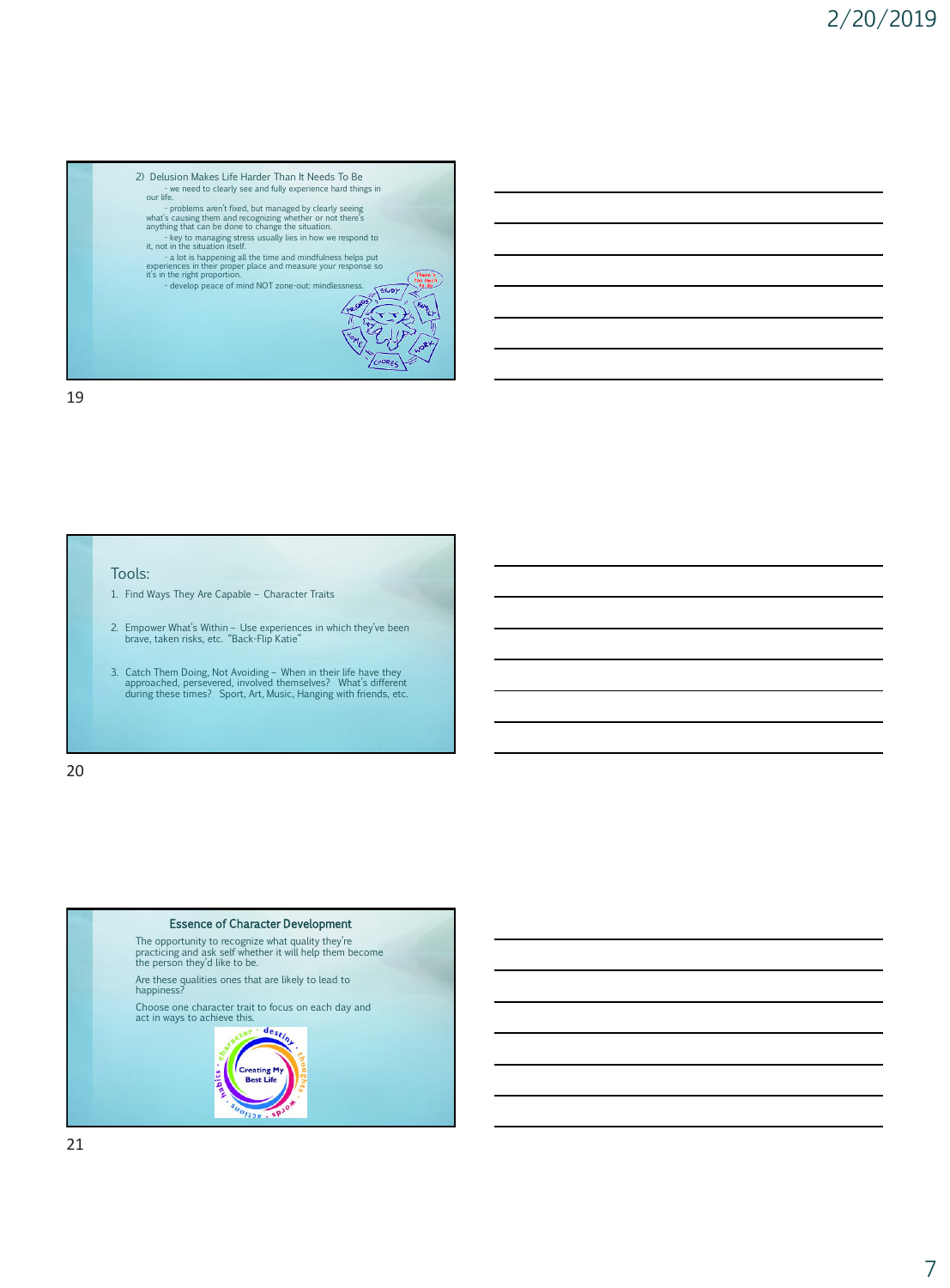## 2) Delusion Makes Life Harder Than It Needs To Be

- we need to clearly see and fully experience hard things in our life.
- problems aren't fixed, but managed by clearly seeing what's causing them and recognizing whether or not there's anything that can be done to change the situation.
- key to managing stress usually lies in how we respond to it, not in the situation itself.
- a lot is happening all the time and mindfulness helps put experiences in their proper place and measure your response so it's in the right proportion.
- develop peace of mind NOT zone-out: mindlessness.

## Tools:

1. Find Ways They Are Capable – Character Traits
2. Empower What's Within – Use experiences in which they've been brave, taken risks, etc. "Back-Flip Katie"
3. Catch Them Doing, Not Avoiding – When in their life have they approached, persevered, involved themselves? What's different during these times? Sport, Art, Music, Hanging with friends, etc.

## Essence of Character Development

The opportunity to recognize what quality they're practicing and ask self whether it will help them become the person they'd like to be.

Are these qualities ones that are likely to lead to happiness?

Choose one character trait to focus on each day and act in ways to achieve this.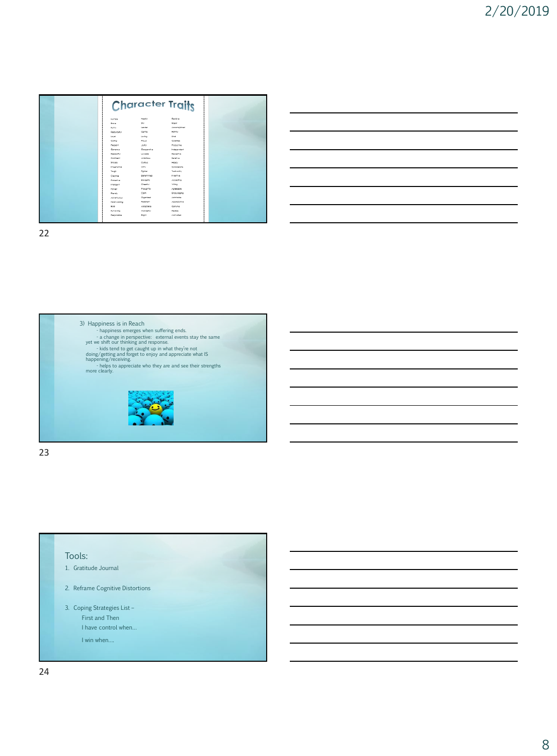## Character Traits

| | | |
|---|---|---|
| Humble | Helpful | Decisive |
| Brave | Shy | Social |
| Funny | Leader | Accomplished |
| Resourceful | Caring | Artistic |
| Loyal | Loving | Kind |
| Caring | Proud | Curious |
| Patient | Joyful | Productive |
| Generous | Cooperative | Independent |
| Respectful | Lovable | Receptive |
| Confident | Ambitious | Sensitive |
| Sincere | Curious | Happy |
| Imaginative | Witty | Considerate |
| Tough | Fighter | Trustworthy |
| Creative | Determined | Inventive |
| Protective | Energetic | Accepting |
| Intelligent | Cheerful | Willing |
| Honest | Thoughtful | Agreeable |
| Friendly | Calm | Encouraging |
| Adventurous | Organized | Committed |
| Hard-working | Persistent | Appreciative |
| Bold | Adaptable | Genuine |
| Fun-loving | Wonderful | Flexible |
| Responsible | Bright | Motivated |

3) Happiness is in Reach

- happiness emerges when suffering ends.
- a change in perspective: external events stay the same yet we shift our thinking and response.
- kids tend to get caught up in what they're not doing/getting and forget to enjoy and appreciate what IS happening/receiving.
- helps to appreciate who they are and see their strengths more clearly.

Tools:

1. Gratitude Journal
2. Reframe Cognitive Distortions
3. Coping Strategies List –
   - First and Then
   - I have control when...
   - I win when....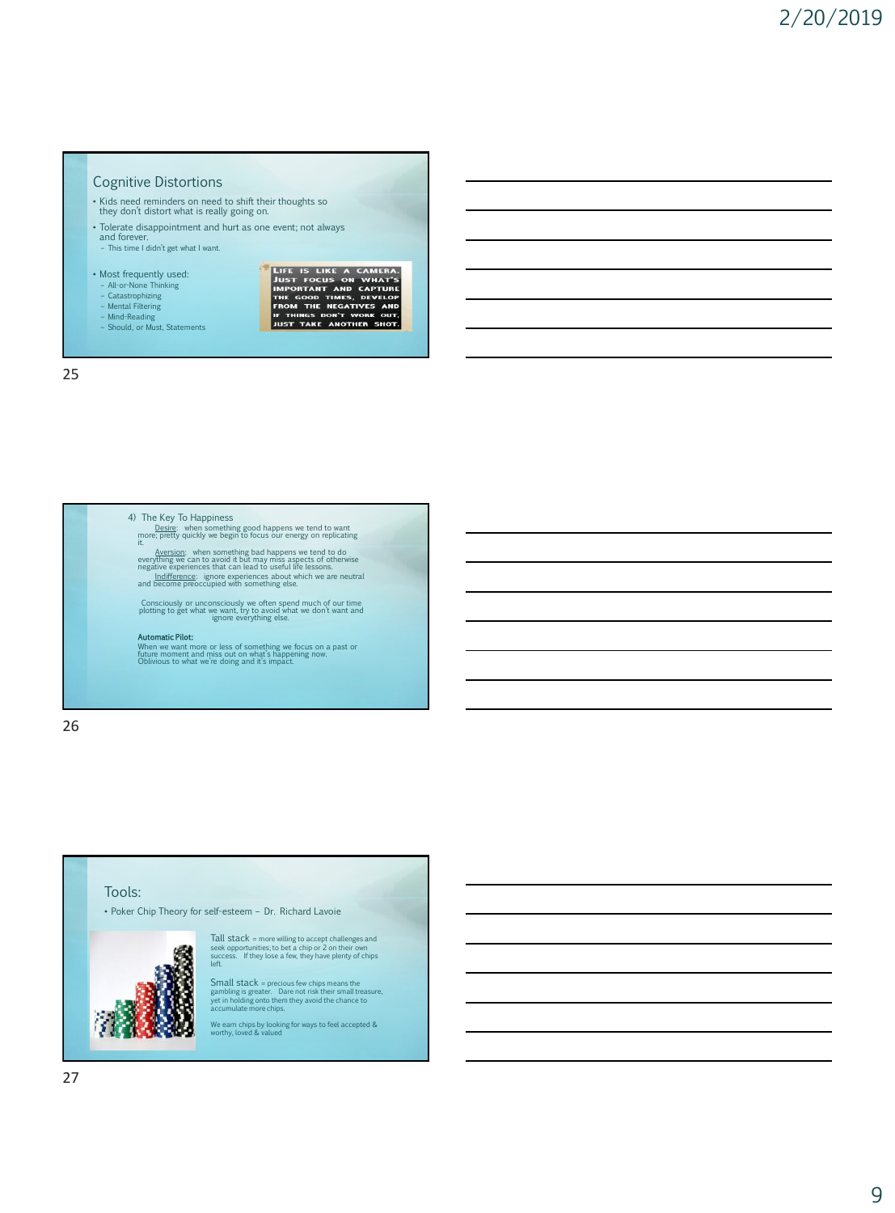## Cognitive Distortions

- Kids need reminders on need to shift their thoughts so they don't distort what is really going on.
- Tolerate disappointment and hurt as one event; not always and forever.
  - This time I didn't get what I want.
- Most frequently used:
  - All-or-None Thinking
  - Catastrophizing
  - Mental Filtering
  - Mind-Reading
  - Should, or Must, Statements

LIFE IS LIKE A CAMERA. JUST FOCUS ON WHAT'S IMPORTANT AND CAPTURE THE GOOD TIMES, DEVELOP FROM THE NEGATIVES AND IF THINGS DON'T WORK OUT, JUST TAKE ANOTHER SHOT.

4) The Key To Happiness

Desire: when something good happens we tend to want more; pretty quickly we begin to focus our energy on replicating it.

Aversion: when something bad happens we tend to do everything we can to avoid it but may miss aspects of otherwise negative experiences that can lead to useful life lessons.

Indifference: ignore experiences about which we are neutral and become preoccupied with something else.

Consciously or unconsciously we often spend much of our time plotting to get what we want, try to avoid what we don't want and ignore everything else.

**Automatic Pilot:**
When we want more or less of something we focus on a past or future moment and miss out on what's happening now. Oblivious to what we're doing and it's impact.

## Tools:

- Poker Chip Theory for self-esteem – Dr. Richard Lavoie

Tall stack = more willing to accept challenges and seek opportunities; to bet a chip or 2 on their own success. If they lose a few, they have plenty of chips left.

Small stack = precious few chips means the gambling is greater. Dare not risk their small treasure, yet in holding onto them they avoid the chance to accumulate more chips.

We earn chips by looking for ways to feel accepted & worthy, loved & valued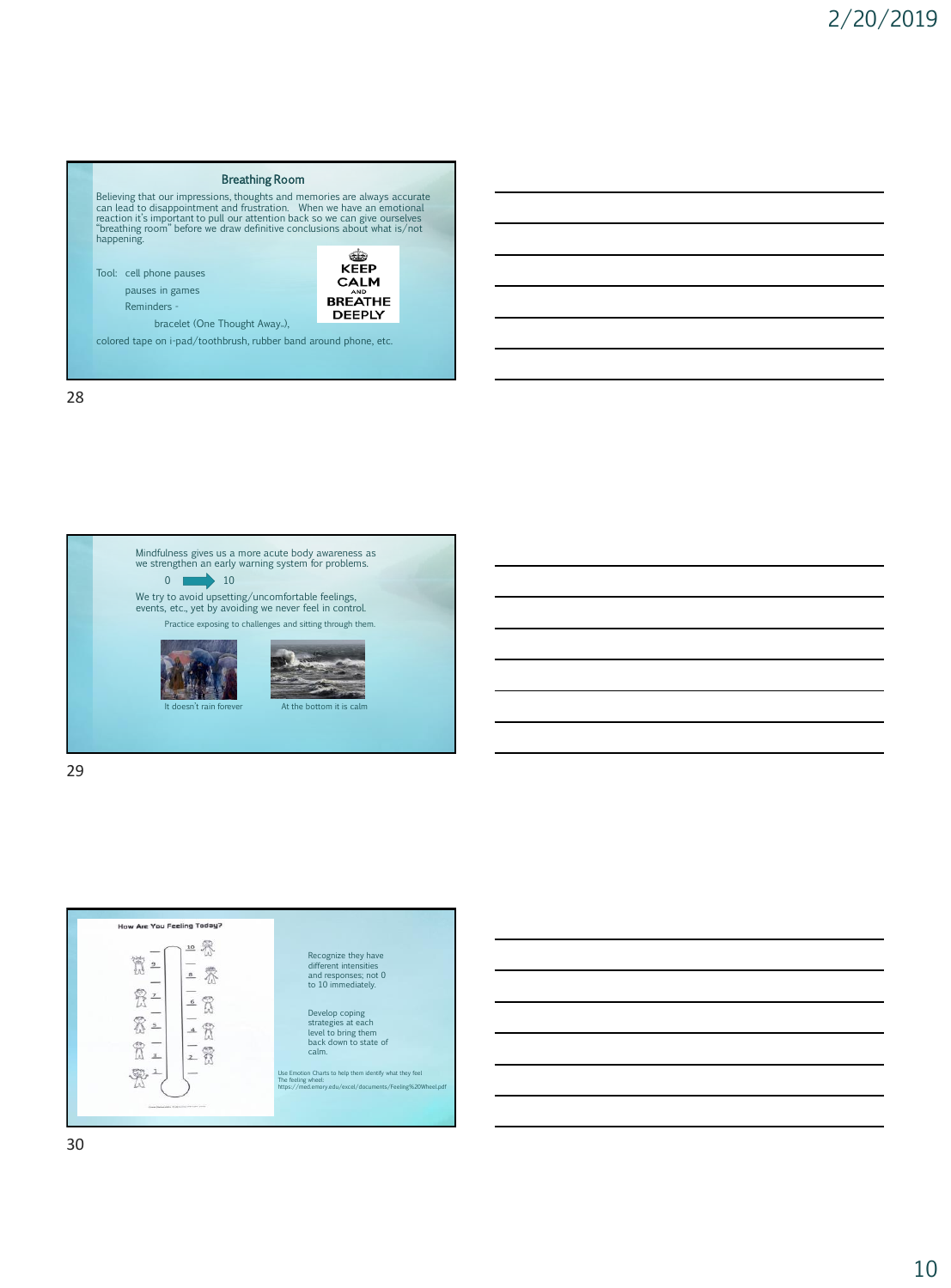## Breathing Room

Believing that our impressions, thoughts and memories are always accurate can lead to disappointment and frustration. When we have an emotional reaction it's important to pull our attention back so we can give ourselves "breathing room" before we draw definitive conclusions about what is/not happening.

Tool: cell phone pauses

pauses in games

Reminders -

bracelet (One Thought Away..),

colored tape on i-pad/toothbrush, rubber band around phone, etc.

KEEP CALM AND BREATHE DEEPLY

---

Mindfulness gives us a more acute body awareness as we strengthen an early warning system for problems.

0 → 10

We try to avoid upsetting/uncomfortable feelings, events, etc., yet by avoiding we never feel in control.

Practice exposing to challenges and sitting through them.

It doesn't rain forever

At the bottom it is calm

---

How Are You Feeling Today?

Recognize they have different intensities and responses; not 0 to 10 immediately.

Develop coping strategies at each level to bring them back down to state of calm.

Use Emotion Charts to help them identify what they feel
The feeling wheel:
https://med.emory.edu/excel/documents/Feeling%20Wheel.pdf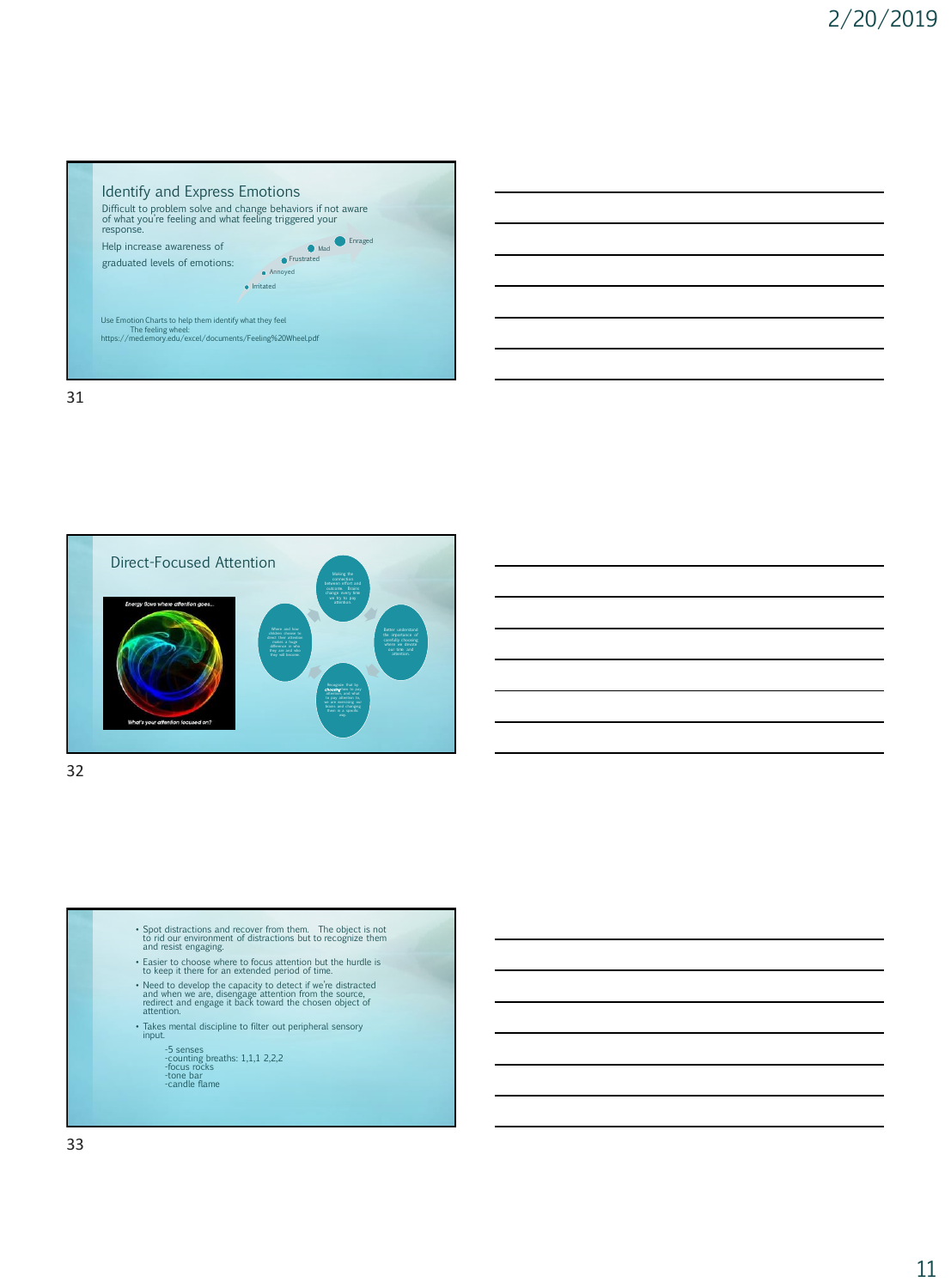## Identify and Express Emotions

Difficult to problem solve and change behaviors if not aware of what you're feeling and what feeling triggered your response.

Help increase awareness of graduated levels of emotions:

- Irritated
- Annoyed
- Frustrated
- Mad
- Enraged

Use Emotion Charts to help them identify what they feel
The feeling wheel:
https://med.emory.edu/excel/documents/Feeling%20Wheel.pdf

## Direct-Focused Attention

Energy flows where attention goes...

What's your attention focused on?

- Making the connection between effort and outcome. Brains change every time we try to pay attention.
- Better understand the importance of carefully choosing where we devote our time and attention.
- Recognize that by choosing how to pay attention, and what to pay attention to, we are exercising our brains and changing them in a specific way.
- When and how children choose to direct their attention makes a huge difference in who they are and who they will become.

---

- Spot distractions and recover from them. The object is not to rid our environment of distractions but to recognize them and resist engaging.
- Easier to choose where to focus attention but the hurdle is to keep it there for an extended period of time.
- Need to develop the capacity to detect if we're distracted and when we are, disengage attention from the source, redirect and engage it back toward the chosen object of attention.
- Takes mental discipline to filter out peripheral sensory input.

  -5 senses
  -counting breaths: 1,1,1 2,2,2
  -focus rocks
  -tone bar
  -candle flame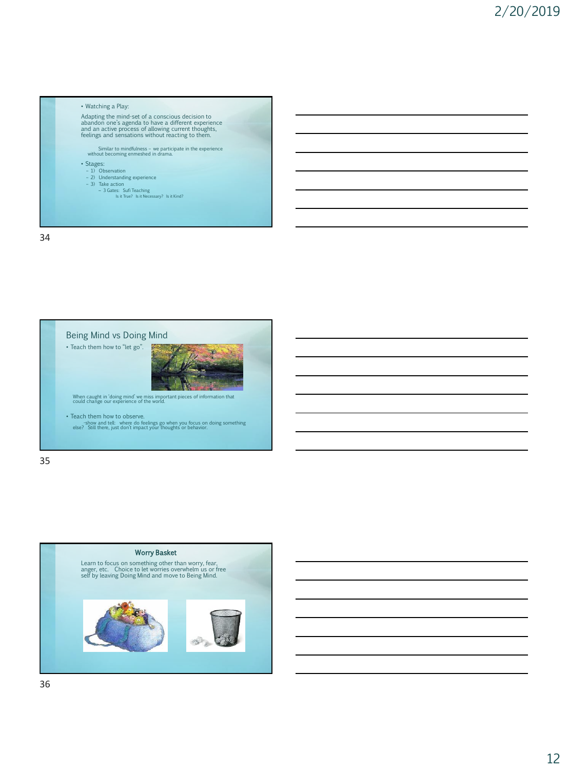- Watching a Play:

Adapting the mind-set of a conscious decision to abandon one's agenda to have a different experience and an active process of allowing current thoughts, feelings and sensations without reacting to them.

Similar to mindfulness – we participate in the experience without becoming enmeshed in drama.

- Stages:
  - 1) Observation
  - 2) Understanding experience
  - 3) Take action
    - 3 Gates: Sufi Teaching
      Is it True? Is it Necessary? Is it Kind?

## Being Mind vs Doing Mind

- Teach them how to "let go".

When caught in 'doing mind' we miss important pieces of information that could change our experience of the world.

- Teach them how to observe.
  -show and tell: where do feelings go when you focus on doing something else? Still there, just don't impact your thoughts or behavior.

## Worry Basket

Learn to focus on something other than worry, fear, anger, etc. Choice to let worries overwhelm us or free self by leaving Doing Mind and move to Being Mind.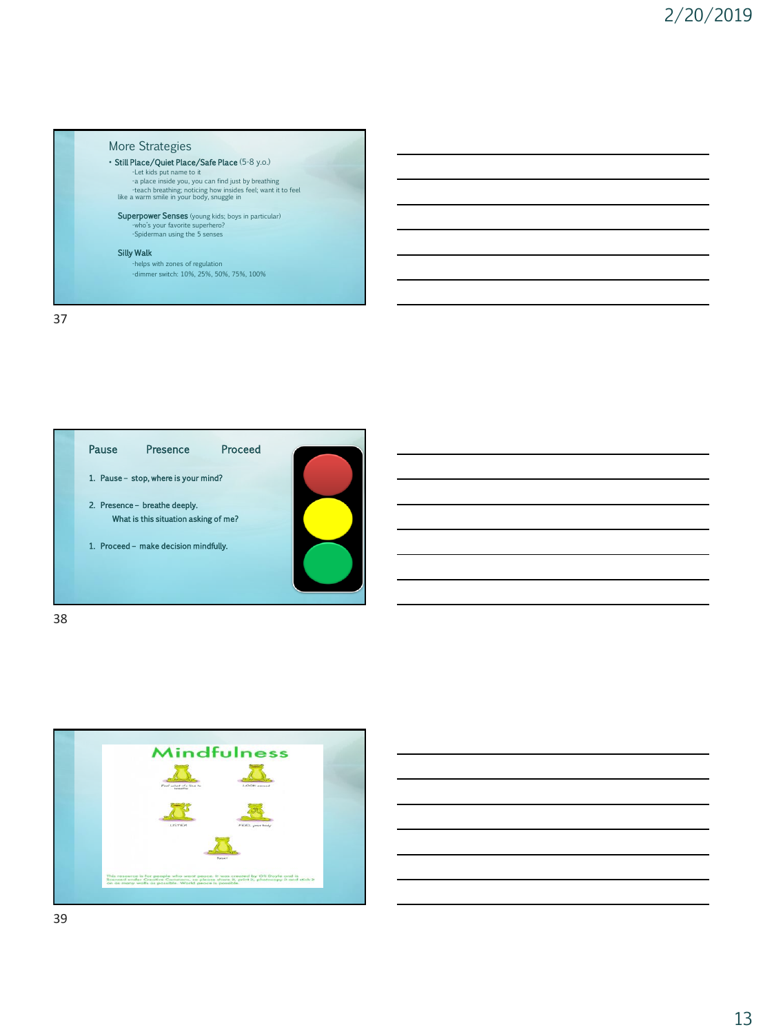## More Strategies

- Still Place/Quiet Place/Safe Place (5-8 y.o.)
  - -Let kids put name to it
  - -a place inside you, you can find just by breathing
  - -teach breathing; noticing how insides feel; want it to feel like a warm smile in your body, snuggle in

Superpower Senses (young kids; boys in particular)
- -who's your favorite superhero?
- -Spiderman using the 5 senses

Silly Walk
- -helps with zones of regulation
- -dimmer switch: 10%, 25%, 50%, 75%, 100%

## Pause Presence Proceed

1. Pause – stop, where is your mind?
2. Presence – breathe deeply.
   What is this situation asking of me?
1. Proceed – make decision mindfully.

## Mindfulness

Feel what it's like to breathe

LOOK around

LISTEN

FEEL your body

Reset

This resource is for people who want peace. It was created by Oli Doyle and is licensed under Creative Commons, so please share it, print it, photocopy it and stick it on as many walls as possible. World peace is possible.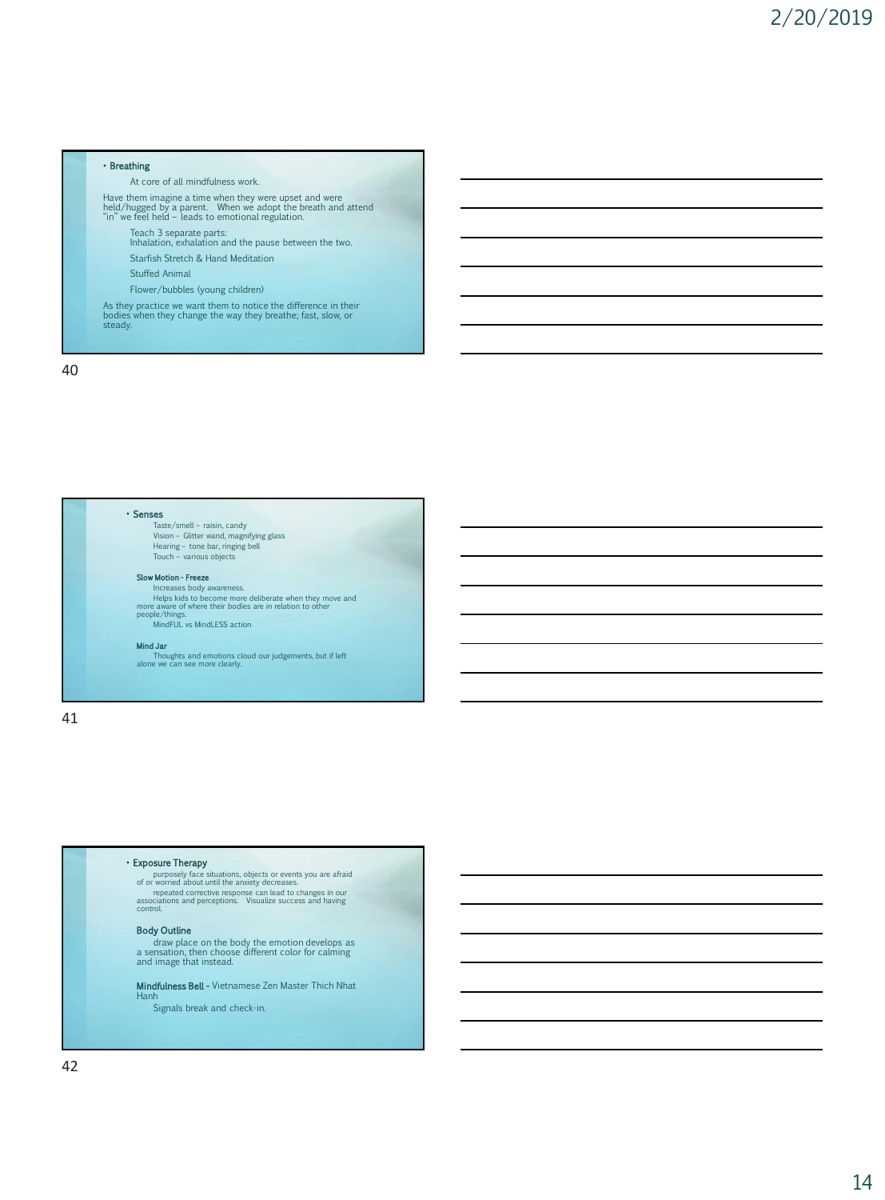- **Breathing**

  At core of all mindfulness work.

Have them imagine a time when they were upset and were held/hugged by a parent. When we adopt the breath and attend "in" we feel held – leads to emotional regulation.

  Teach 3 separate parts:
  Inhalation, exhalation and the pause between the two.

  Starfish Stretch & Hand Meditation

  Stuffed Animal

  Flower/bubbles (young children)

As they practice we want them to notice the difference in their bodies when they change the way they breathe; fast, slow, or steady.

- **Senses**

  Taste/smell – raisin, candy
  Vision – Glitter wand, magnifying glass
  Hearing – tone bar, ringing bell
  Touch – various objects

**Slow Motion - Freeze**

  Increases body awareness.
  Helps kids to become more deliberate when they move and more aware of where their bodies are in relation to other people/things.
  MindFUL vs MindLESS action

**Mind Jar**

  Thoughts and emotions cloud our judgements, but if left alone we can see more clearly.

- **Exposure Therapy**

  purposely face situations, objects or events you are afraid of or worried about until the anxiety decreases.
  repeated corrective response can lead to changes in our associations and perceptions. Visualize success and having control.

**Body Outline**

  draw place on the body the emotion develops as a sensation, then choose different color for calming and image that instead.

**Mindfulness Bell -** Vietnamese Zen Master Thich Nhat Hanh

  Signals break and check-in.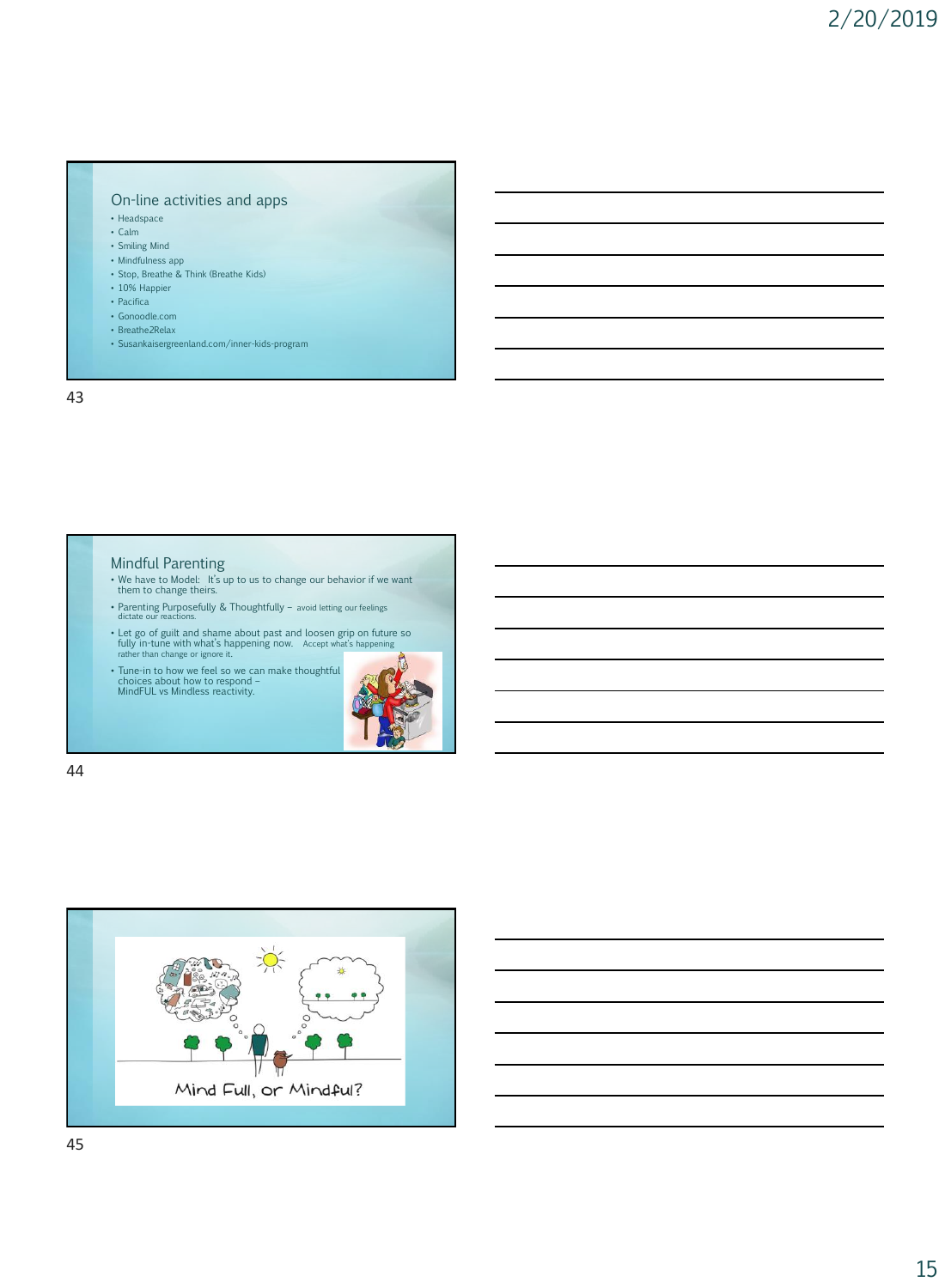## On-line activities and apps

- Headspace
- Calm
- Smiling Mind
- Mindfulness app
- Stop, Breathe & Think (Breathe Kids)
- 10% Happier
- Pacifica
- Gonoodle.com
- Breathe2Relax
- Susankaisergreenland.com/inner-kids-program

## Mindful Parenting

- We have to Model: It's up to us to change our behavior if we want them to change theirs.
- Parenting Purposefully & Thoughtfully – avoid letting our feelings dictate our reactions.
- Let go of guilt and shame about past and loosen grip on future so fully in-tune with what's happening now. Accept what's happening rather than change or ignore it.
- Tune-in to how we feel so we can make thoughtful choices about how to respond – MindFUL vs Mindless reactivity.

Mind Full, or Mindful?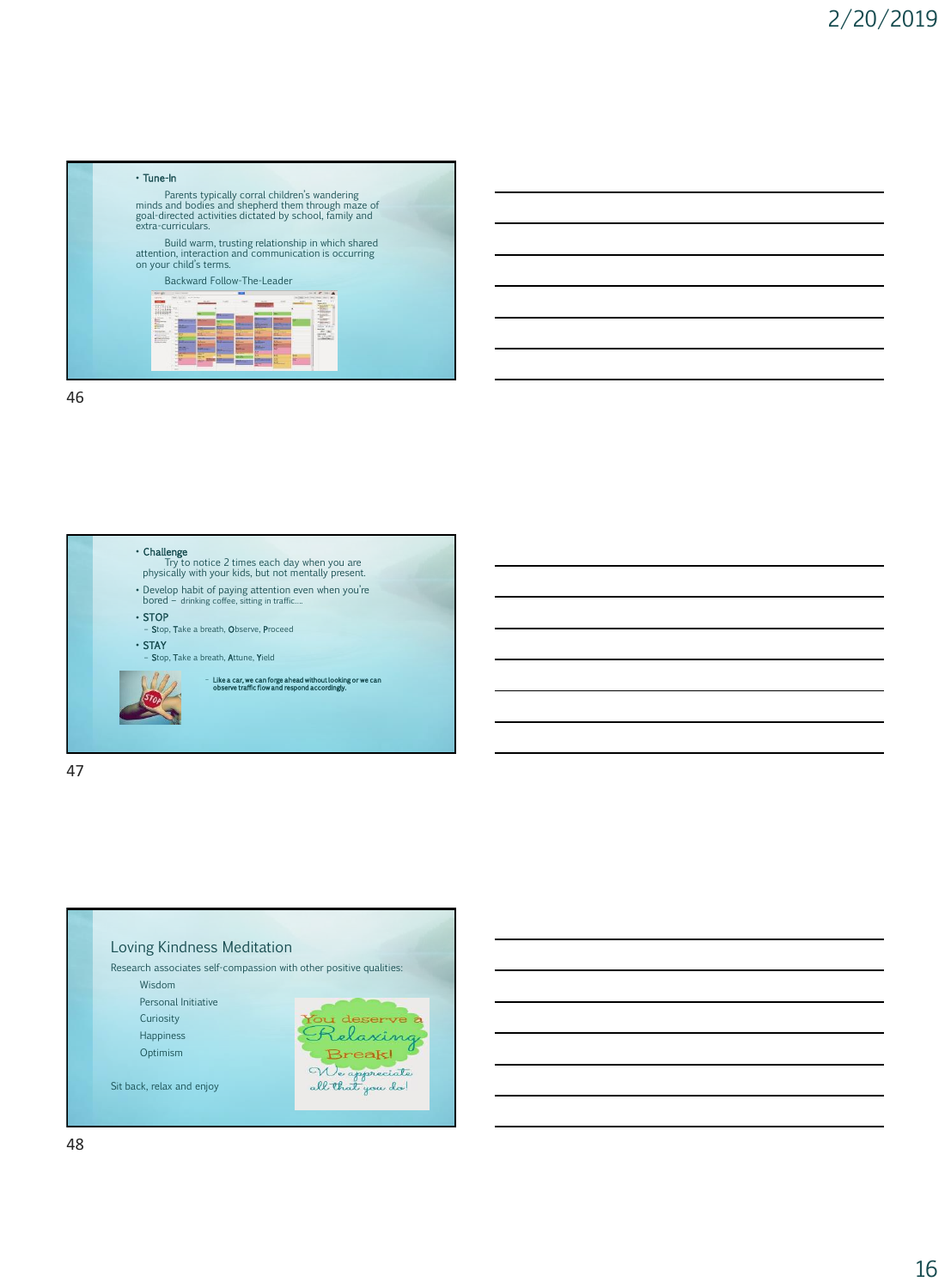- Tune-In

    Parents typically corral children's wandering minds and bodies and shepherd them through maze of goal-directed activities dictated by school, family and extra-curriculars.

    Build warm, trusting relationship in which shared attention, interaction and communication is occurring on your child's terms.

    Backward Follow-The-Leader

- Challenge

    Try to notice 2 times each day when you are physically with your kids, but not mentally present.

- Develop habit of paying attention even when you're bored – drinking coffee, sitting in traffic….
- STOP
    - **S**top, **T**ake a breath, **O**bserve, **P**roceed
- STAY
    - **S**top, **T**ake a breath, **A**ttune, **Y**ield

    - Like a car, we can forge ahead without looking or we can observe traffic flow and respond accordingly.

## Loving Kindness Meditation

Research associates self-compassion with other positive qualities:

- Wisdom
- Personal Initiative
- Curiosity
- Happiness
- Optimism

Sit back, relax and enjoy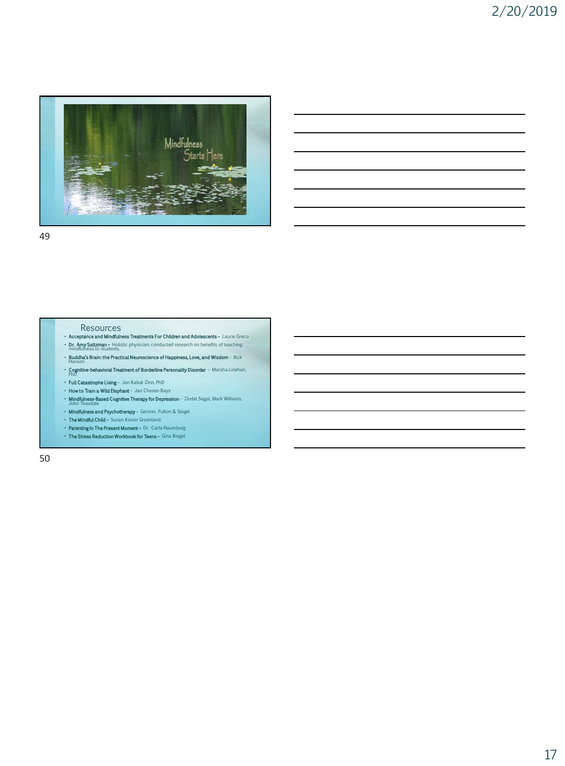Mindfulness Starts Here

## Resources

- **Acceptance and Mindfulness Treatments For Children and Adolescents –** Laurie Greco
- **Dr. Amy Saltzman –** Holistic physician; conducted research on benefits of teaching mindfulness to students.
- **Buddha's Brain: the Practical Neuroscience of Happiness, Love, and Wisdom** – Rick Hanson
- **Cognitive-behavioral Treatment of Borderline Personality Disorder** – Marsha Linehan, PhD
- **Full Catastrophe Living** – Jon Kabat-Zinn, PhD
- **How to Train a Wild Elephant** – Jan Chozen Bays
- **Mindfulness-Based Cognitive Therapy for Depression** – Zindel Segal, Mark Williams, John Teasdale
- **Mindfulness and Psychotherapy** – Germer, Fulton & Siegel
- **The Mindful Child –** Susan Kaiser Greenland
- **Parenting In The Present Moment –** Dr. Carla Naumburg
- **The Stress Reduction Workbook for Teens –** Gina Biegel